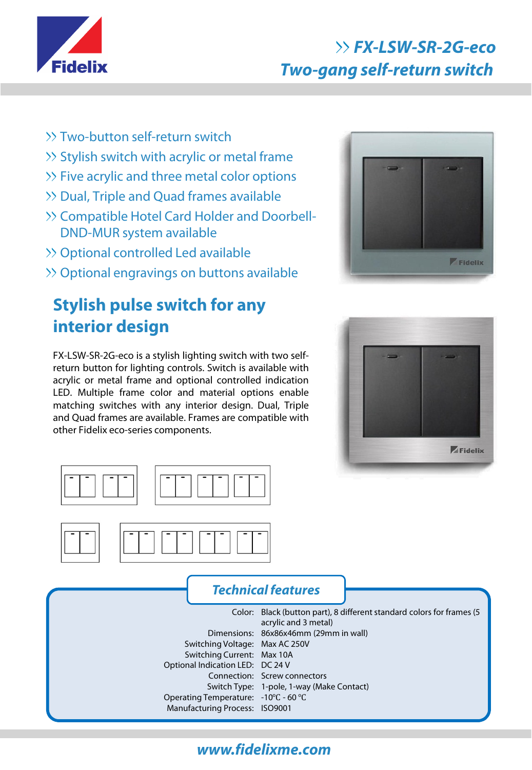# FX-LSW-SR-2G-eco
## Two-gang self-return switch

- Two-button self-return switch
- Stylish switch with acrylic or metal frame
- Five acrylic and three metal color options
- Dual, Triple and Quad frames available
- Compatible Hotel Card Holder and Doorbell-DND-MUR system available
- Optional controlled Led available
- Optional engravings on buttons available

## Stylish pulse switch for any interior design

FX-LSW-SR-2G-eco is a stylish lighting switch with two self-return button for lighting controls. Switch is available with acrylic or metal frame and optional controlled indication LED. Multiple frame color and material options enable matching switches with any interior design. Dual, Triple and Quad frames are available. Frames are compatible with other Fidelix eco-series components.

## Technical features

| | |
|---|---|
| Color: | Black (button part), 8 different standard colors for frames (5 acrylic and 3 metal) |
| Dimensions: | 86x86x46mm (29mm in wall) |
| Switching Voltage: | Max AC 250V |
| Switching Current: | Max 10A |
| Optional Indication LED: | DC 24 V |
| Connection: | Screw connectors |
| Switch Type: | 1-pole, 1-way (Make Contact) |
| Operating Temperature: | -10°C - 60 °C |
| Manufacturing Process: | ISO9001 |

www.fidelixme.com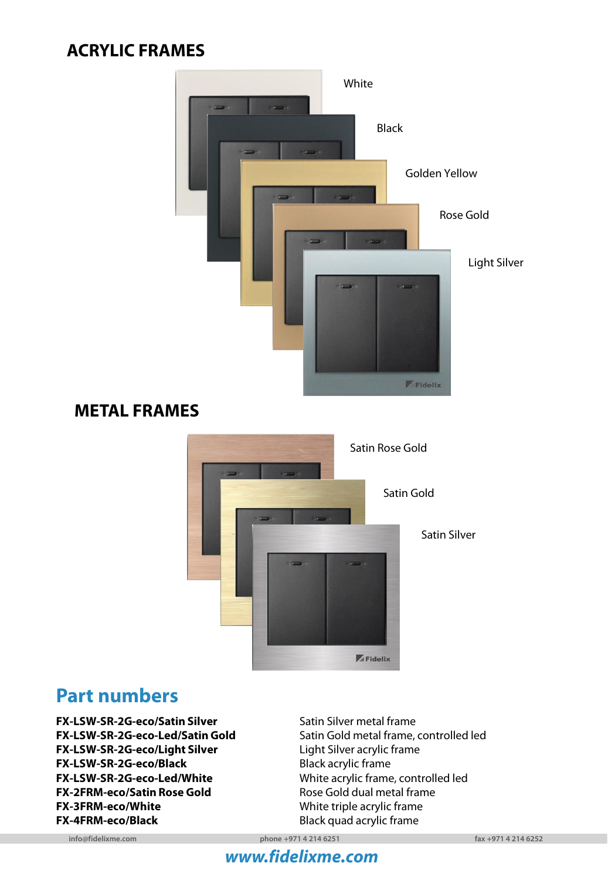## ACRYLIC FRAMES

White

Black

Golden Yellow

Rose Gold

Light Silver

## METAL FRAMES

Satin Rose Gold

Satin Gold

Satin Silver

## Part numbers

| | |
|---|---|
| **FX-LSW-SR-2G-eco/Satin Silver** | Satin Silver metal frame |
| **FX-LSW-SR-2G-eco-Led/Satin Gold** | Satin Gold metal frame, controlled led |
| **FX-LSW-SR-2G-eco/Light Silver** | Light Silver acrylic frame |
| **FX-LSW-SR-2G-eco/Black** | Black acrylic frame |
| **FX-LSW-SR-2G-eco-Led/White** | White acrylic frame, controlled led |
| **FX-2FRM-eco/Satin Rose Gold** | Rose Gold dual metal frame |
| **FX-3FRM-eco/White** | White triple acrylic frame |
| **FX-4FRM-eco/Black** | Black quad acrylic frame |

info@fidelixme.com phone +971 4 214 6251 fax +971 4 214 6252

**www.fidelixme.com**